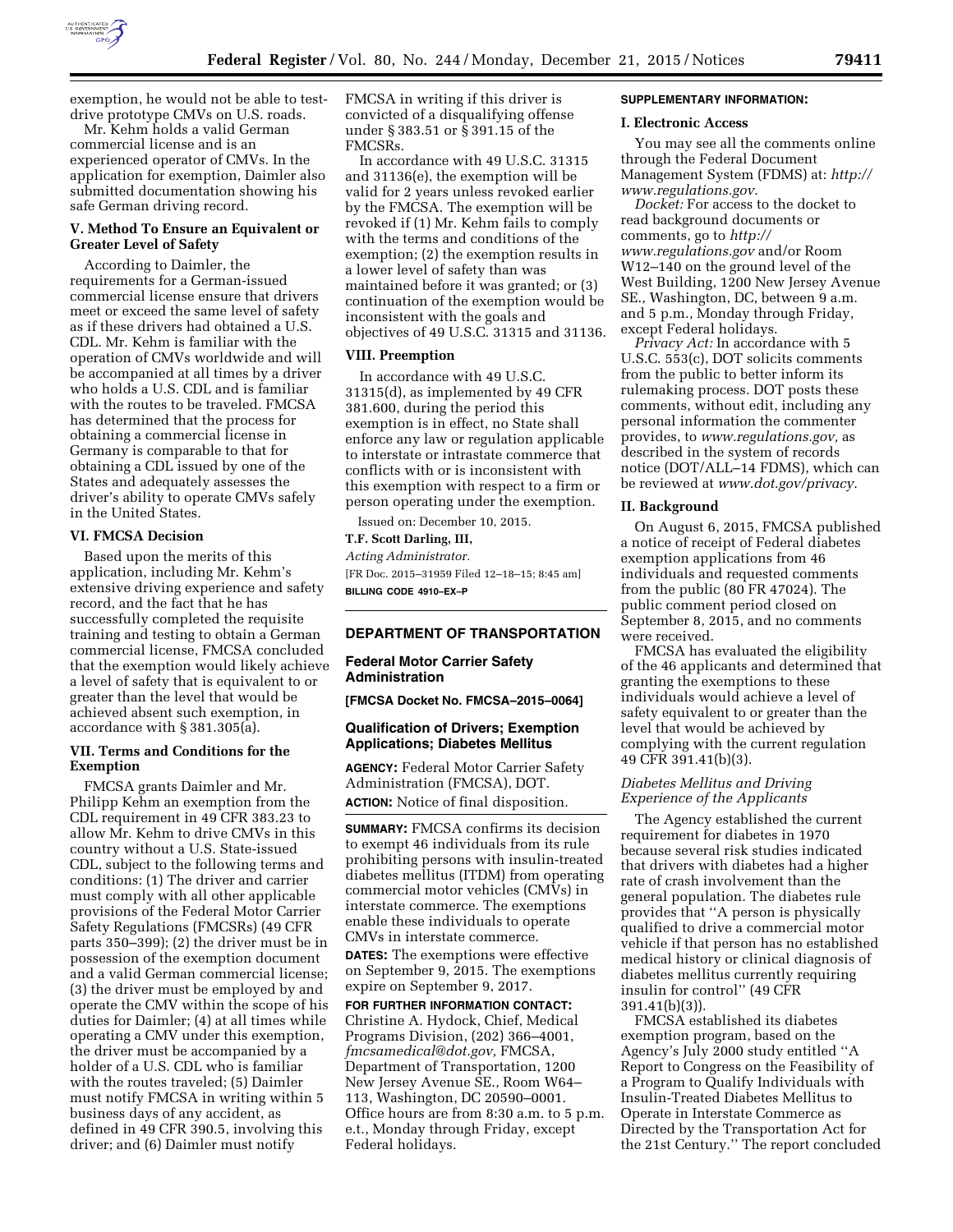exemption, he would not be able to test-drive prototype CMVs on U.S. roads.

Mr. Kehm holds a valid German commercial license and is an experienced operator of CMVs. In the application for exemption, Daimler also submitted documentation showing his safe German driving record.

### V. Method To Ensure an Equivalent or Greater Level of Safety

According to Daimler, the requirements for a German-issued commercial license ensure that drivers meet or exceed the same level of safety as if these drivers had obtained a U.S. CDL. Mr. Kehm is familiar with the operation of CMVs worldwide and will be accompanied at all times by a driver who holds a U.S. CDL and is familiar with the routes to be traveled. FMCSA has determined that the process for obtaining a commercial license in Germany is comparable to that for obtaining a CDL issued by one of the States and adequately assesses the driver's ability to operate CMVs safely in the United States.

### VI. FMCSA Decision

Based upon the merits of this application, including Mr. Kehm's extensive driving experience and safety record, and the fact that he has successfully completed the requisite training and testing to obtain a German commercial license, FMCSA concluded that the exemption would likely achieve a level of safety that is equivalent to or greater than the level that would be achieved absent such exemption, in accordance with § 381.305(a).

### VII. Terms and Conditions for the Exemption

FMCSA grants Daimler and Mr. Philipp Kehm an exemption from the CDL requirement in 49 CFR 383.23 to allow Mr. Kehm to drive CMVs in this country without a U.S. State-issued CDL, subject to the following terms and conditions: (1) The driver and carrier must comply with all other applicable provisions of the Federal Motor Carrier Safety Regulations (FMCSRs) (49 CFR parts 350–399); (2) the driver must be in possession of the exemption document and a valid German commercial license; (3) the driver must be employed by and operate the CMV within the scope of his duties for Daimler; (4) at all times while operating a CMV under this exemption, the driver must be accompanied by a holder of a U.S. CDL who is familiar with the routes traveled; (5) Daimler must notify FMCSA in writing within 5 business days of any accident, as defined in 49 CFR 390.5, involving this driver; and (6) Daimler must notify FMCSA in writing if this driver is convicted of a disqualifying offense under § 383.51 or § 391.15 of the FMCSRs.

In accordance with 49 U.S.C. 31315 and 31136(e), the exemption will be valid for 2 years unless revoked earlier by the FMCSA. The exemption will be revoked if (1) Mr. Kehm fails to comply with the terms and conditions of the exemption; (2) the exemption results in a lower level of safety than was maintained before it was granted; or (3) continuation of the exemption would be inconsistent with the goals and objectives of 49 U.S.C. 31315 and 31136.

### VIII. Preemption

In accordance with 49 U.S.C. 31315(d), as implemented by 49 CFR 381.600, during the period this exemption is in effect, no State shall enforce any law or regulation applicable to interstate or intrastate commerce that conflicts with or is inconsistent with this exemption with respect to a firm or person operating under the exemption.

Issued on: December 10, 2015.

**T.F. Scott Darling, III,**

*Acting Administrator.*

[FR Doc. 2015–31959 Filed 12–18–15; 8:45 am]

**BILLING CODE 4910–EX–P**

## DEPARTMENT OF TRANSPORTATION

### Federal Motor Carrier Safety Administration

**[FMCSA Docket No. FMCSA–2015–0064]**

### Qualification of Drivers; Exemption Applications; Diabetes Mellitus

**AGENCY:** Federal Motor Carrier Safety Administration (FMCSA), DOT.

**ACTION:** Notice of final disposition.

**SUMMARY:** FMCSA confirms its decision to exempt 46 individuals from its rule prohibiting persons with insulin-treated diabetes mellitus (ITDM) from operating commercial motor vehicles (CMVs) in interstate commerce. The exemptions enable these individuals to operate CMVs in interstate commerce.

**DATES:** The exemptions were effective on September 9, 2015. The exemptions expire on September 9, 2017.

**FOR FURTHER INFORMATION CONTACT:** Christine A. Hydock, Chief, Medical Programs Division, (202) 366–4001, *fmcsamedical@dot.gov,* FMCSA, Department of Transportation, 1200 New Jersey Avenue SE., Room W64–113, Washington, DC 20590–0001. Office hours are from 8:30 a.m. to 5 p.m. e.t., Monday through Friday, except Federal holidays.

**SUPPLEMENTARY INFORMATION:**

### I. Electronic Access

You may see all the comments online through the Federal Document Management System (FDMS) at: *http://www.regulations.gov.*

*Docket:* For access to the docket to read background documents or comments, go to *http://www.regulations.gov* and/or Room W12–140 on the ground level of the West Building, 1200 New Jersey Avenue SE., Washington, DC, between 9 a.m. and 5 p.m., Monday through Friday, except Federal holidays.

*Privacy Act:* In accordance with 5 U.S.C. 553(c), DOT solicits comments from the public to better inform its rulemaking process. DOT posts these comments, without edit, including any personal information the commenter provides, to *www.regulations.gov,* as described in the system of records notice (DOT/ALL–14 FDMS), which can be reviewed at *www.dot.gov/privacy.*

### II. Background

On August 6, 2015, FMCSA published a notice of receipt of Federal diabetes exemption applications from 46 individuals and requested comments from the public (80 FR 47024). The public comment period closed on September 8, 2015, and no comments were received.

FMCSA has evaluated the eligibility of the 46 applicants and determined that granting the exemptions to these individuals would achieve a level of safety equivalent to or greater than the level that would be achieved by complying with the current regulation 49 CFR 391.41(b)(3).

#### *Diabetes Mellitus and Driving Experience of the Applicants*

The Agency established the current requirement for diabetes in 1970 because several risk studies indicated that drivers with diabetes had a higher rate of crash involvement than the general population. The diabetes rule provides that ''A person is physically qualified to drive a commercial motor vehicle if that person has no established medical history or clinical diagnosis of diabetes mellitus currently requiring insulin for control'' (49 CFR 391.41(b)(3)).

FMCSA established its diabetes exemption program, based on the Agency's July 2000 study entitled ''A Report to Congress on the Feasibility of a Program to Qualify Individuals with Insulin-Treated Diabetes Mellitus to Operate in Interstate Commerce as Directed by the Transportation Act for the 21st Century.'' The report concluded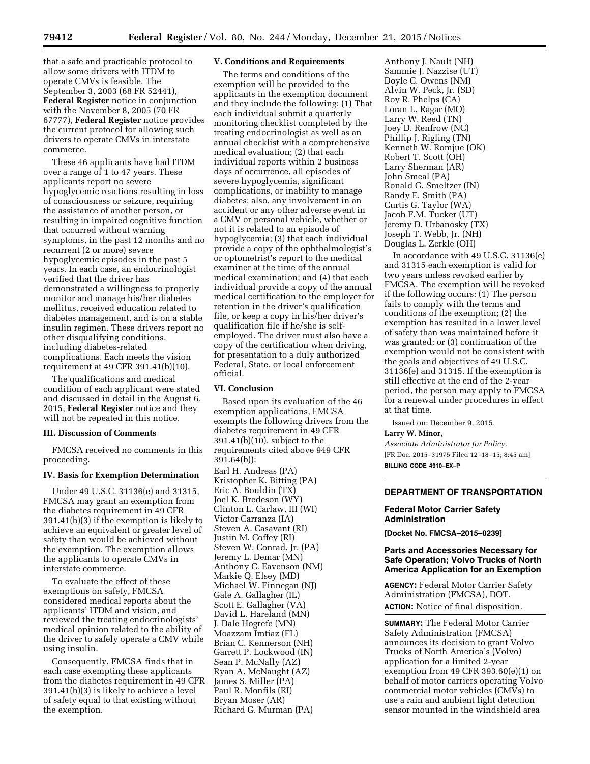that a safe and practicable protocol to allow some drivers with ITDM to operate CMVs is feasible. The September 3, 2003 (68 FR 52441), **Federal Register** notice in conjunction with the November 8, 2005 (70 FR 67777), **Federal Register** notice provides the current protocol for allowing such drivers to operate CMVs in interstate commerce.

These 46 applicants have had ITDM over a range of 1 to 47 years. These applicants report no severe hypoglycemic reactions resulting in loss of consciousness or seizure, requiring the assistance of another person, or resulting in impaired cognitive function that occurred without warning symptoms, in the past 12 months and no recurrent (2 or more) severe hypoglycemic episodes in the past 5 years. In each case, an endocrinologist verified that the driver has demonstrated a willingness to properly monitor and manage his/her diabetes mellitus, received education related to diabetes management, and is on a stable insulin regimen. These drivers report no other disqualifying conditions, including diabetes-related complications. Each meets the vision requirement at 49 CFR 391.41(b)(10).

The qualifications and medical condition of each applicant were stated and discussed in detail in the August 6, 2015, **Federal Register** notice and they will not be repeated in this notice.

### III. Discussion of Comments

FMCSA received no comments in this proceeding.

### IV. Basis for Exemption Determination

Under 49 U.S.C. 31136(e) and 31315, FMCSA may grant an exemption from the diabetes requirement in 49 CFR 391.41(b)(3) if the exemption is likely to achieve an equivalent or greater level of safety than would be achieved without the exemption. The exemption allows the applicants to operate CMVs in interstate commerce.

To evaluate the effect of these exemptions on safety, FMCSA considered medical reports about the applicants' ITDM and vision, and reviewed the treating endocrinologists' medical opinion related to the ability of the driver to safely operate a CMV while using insulin.

Consequently, FMCSA finds that in each case exempting these applicants from the diabetes requirement in 49 CFR 391.41(b)(3) is likely to achieve a level of safety equal to that existing without the exemption.

### V. Conditions and Requirements

The terms and conditions of the exemption will be provided to the applicants in the exemption document and they include the following: (1) That each individual submit a quarterly monitoring checklist completed by the treating endocrinologist as well as an annual checklist with a comprehensive medical evaluation; (2) that each individual reports within 2 business days of occurrence, all episodes of severe hypoglycemia, significant complications, or inability to manage diabetes; also, any involvement in an accident or any other adverse event in a CMV or personal vehicle, whether or not it is related to an episode of hypoglycemia; (3) that each individual provide a copy of the ophthalmologist's or optometrist's report to the medical examiner at the time of the annual medical examination; and (4) that each individual provide a copy of the annual medical certification to the employer for retention in the driver's qualification file, or keep a copy in his/her driver's qualification file if he/she is self-employed. The driver must also have a copy of the certification when driving, for presentation to a duly authorized Federal, State, or local enforcement official.

### VI. Conclusion

Based upon its evaluation of the 46 exemption applications, FMCSA exempts the following drivers from the diabetes requirement in 49 CFR 391.41(b)(10), subject to the requirements cited above 949 CFR 391.64(b)):

Earl H. Andreas (PA)
Kristopher K. Bitting (PA)
Eric A. Bouldin (TX)
Joel K. Bredeson (WY)
Clinton L. Carlaw, III (WI)
Victor Carranza (IA)
Steven A. Casavant (RI)
Justin M. Coffey (RI)
Steven W. Conrad, Jr. (PA)
Jeremy L. Demar (MN)
Anthony C. Eavenson (NM)
Markie Q. Elsey (MD)
Michael W. Finnegan (NJ)
Gale A. Gallagher (IL)
Scott E. Gallagher (VA)
David L. Hareland (MN)
J. Dale Hogrefe (MN)
Moazzam Imtiaz (FL)
Brian C. Kennerson (NH)
Garrett P. Lockwood (IN)
Sean P. McNally (AZ)
Ryan A. McNaught (AZ)
James S. Miller (PA)
Paul R. Monfils (RI)
Bryan Moser (AR)
Richard G. Murman (PA)
Anthony J. Nault (NH)
Sammie J. Nazzise (UT)
Doyle C. Owens (NM)
Alvin W. Peck, Jr. (SD)
Roy R. Phelps (CA)
Loran L. Ragar (MO)
Larry W. Reed (TN)
Joey D. Renfrow (NC)
Phillip J. Rigling (TN)
Kenneth W. Romjue (OK)
Robert T. Scott (OH)
Larry Sherman (AR)
John Smeal (PA)
Ronald G. Smeltzer (IN)
Randy E. Smith (PA)
Curtis G. Taylor (WA)
Jacob F.M. Tucker (UT)
Jeremy D. Urbanosky (TX)
Joseph T. Webb, Jr. (NH)
Douglas L. Zerkle (OH)

In accordance with 49 U.S.C. 31136(e) and 31315 each exemption is valid for two years unless revoked earlier by FMCSA. The exemption will be revoked if the following occurs: (1) The person fails to comply with the terms and conditions of the exemption; (2) the exemption has resulted in a lower level of safety than was maintained before it was granted; or (3) continuation of the exemption would not be consistent with the goals and objectives of 49 U.S.C. 31136(e) and 31315. If the exemption is still effective at the end of the 2-year period, the person may apply to FMCSA for a renewal under procedures in effect at that time.

Issued on: December 9, 2015.

**Larry W. Minor,**

*Associate Administrator for Policy.*

[FR Doc. 2015–31975 Filed 12–18–15; 8:45 am]

**BILLING CODE 4910–EX–P**

## DEPARTMENT OF TRANSPORTATION

### Federal Motor Carrier Safety Administration

**[Docket No. FMCSA–2015–0239]**

### Parts and Accessories Necessary for Safe Operation; Volvo Trucks of North America Application for an Exemption

**AGENCY:** Federal Motor Carrier Safety Administration (FMCSA), DOT.

**ACTION:** Notice of final disposition.

**SUMMARY:** The Federal Motor Carrier Safety Administration (FMCSA) announces its decision to grant Volvo Trucks of North America's (Volvo) application for a limited 2-year exemption from 49 CFR 393.60(e)(1) on behalf of motor carriers operating Volvo commercial motor vehicles (CMVs) to use a rain and ambient light detection sensor mounted in the windshield area